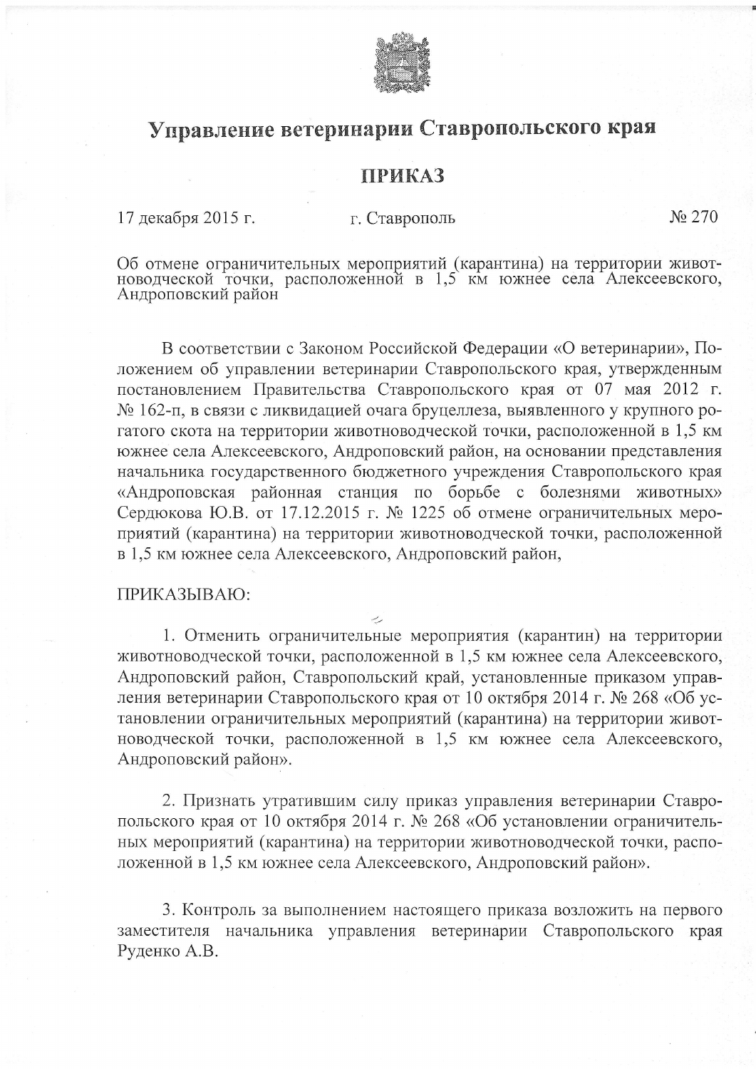# Управление ветеринарии Ставропольского края

## ПРИКАЗ

17 декабря 2015 г. г. Ставрополь № 270

Об отмене ограничительных мероприятий (карантина) на территории животноводческой точки, расположенной в 1,5 км южнее села Алексеевского, Андроповский район

В соответствии с Законом Российской Федерации «О ветеринарии», Положением об управлении ветеринарии Ставропольского края, утвержденным постановлением Правительства Ставропольского края от 07 мая 2012 г. № 162-п, в связи с ликвидацией очага бруцеллеза, выявленного у крупного рогатого скота на территории животноводческой точки, расположенной в 1,5 км южнее села Алексеевского, Андроповский район, на основании представления начальника государственного бюджетного учреждения Ставропольского края «Андроповская районная станция по борьбе с болезнями животных» Сердюкова Ю.В. от 17.12.2015 г. № 1225 об отмене ограничительных мероприятий (карантина) на территории животноводческой точки, расположенной в 1,5 км южнее села Алексеевского, Андроповский район,

ПРИКАЗЫВАЮ:

1. Отменить ограничительные мероприятия (карантин) на территории животноводческой точки, расположенной в 1,5 км южнее села Алексеевского, Андроповский район, Ставропольский край, установленные приказом управления ветеринарии Ставропольского края от 10 октября 2014 г. № 268 «Об установлении ограничительных мероприятий (карантина) на территории животноводческой точки, расположенной в 1,5 км южнее села Алексеевского, Андроповский район».

2. Признать утратившим силу приказ управления ветеринарии Ставропольского края от 10 октября 2014 г. № 268 «Об установлении ограничительных мероприятий (карантина) на территории животноводческой точки, расположенной в 1,5 км южнее села Алексеевского, Андроповский район».

3. Контроль за выполнением настоящего приказа возложить на первого заместителя начальника управления ветеринарии Ставропольского края Руденко А.В.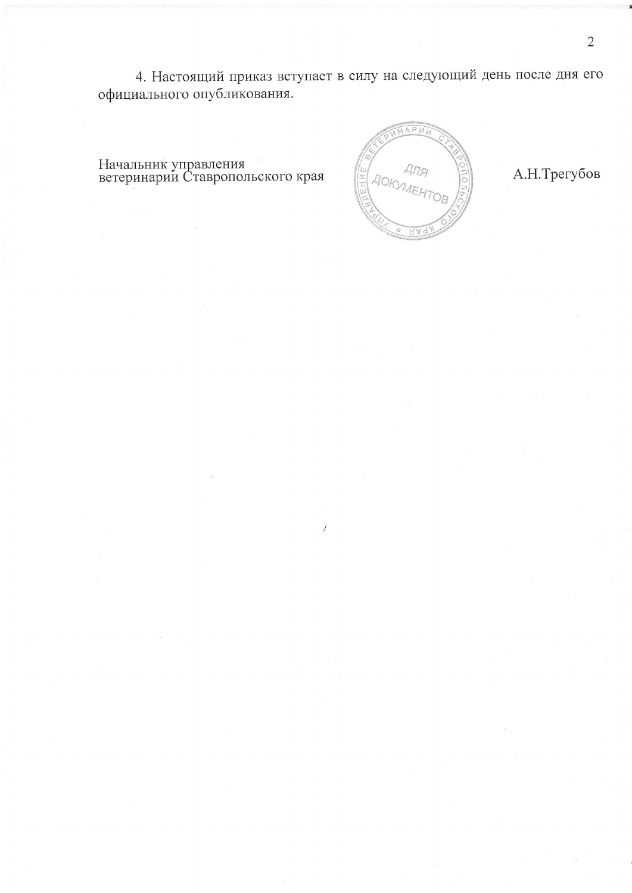4. Настоящий приказ вступает в силу на следующий день после дня его официального опубликования.

Начальник управления ветеринарии Ставропольского края — А.Н.Трегубов